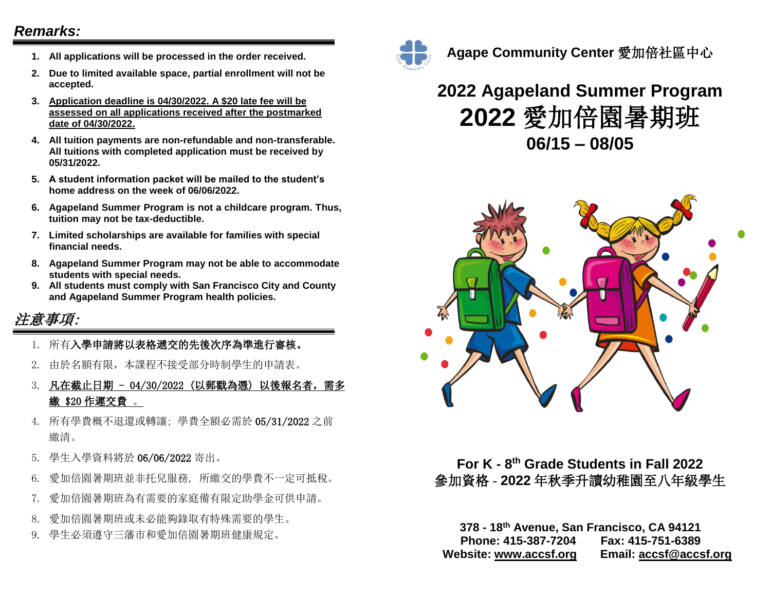## *Remarks:*

1. **All applications will be processed in the order received.**
2. **Due to limited available space, partial enrollment will not be accepted.**
3. **<u>Application deadline is 04/30/2022. A $20 late fee will be assessed on all applications received after the postmarked date of 04/30/2022.</u>**
4. **All tuition payments are non-refundable and non-transferable. All tuitions with completed application must be received by 05/31/2022.**
5. **A student information packet will be mailed to the student's home address on the week of 06/06/2022.**
6. **Agapeland Summer Program is not a childcare program. Thus, tuition may not be tax-deductible.**
7. **Limited scholarships are available for families with special financial needs.**
8. **Agapeland Summer Program may not be able to accommodate students with special needs.**
9. **All students must comply with San Francisco City and County and Agapeland Summer Program health policies.**

## *注意事項:*

1. 所有**入學申請將以表格遞交的先後次序為準進行審核。**
2. 由於名額有限，本課程不接受部分時制學生的申請表。
3. **<u>凡在截止日期 - 04/30/2022（以郵戳為憑）以後報名者，需多繳 $20 作遲交費 。</u>**
4. 所有學費概不退還或轉讓；學費全額必需於 05/31/2022 之前繳清。
5. 學生入學資料將於 06/06/2022 寄出。
6. 愛加倍園暑期班並非托兒服務，所繳交的學費不一定可抵稅。
7. 愛加倍園暑期班為有需要的家庭備有限定助學金可供申請。
8. 愛加倍園暑期班或未必能夠錄取有特殊需要的學生。
9. 學生必須遵守三藩市和愛加倍園暑期班健康規定。

**Agape Community Center 愛加倍社區中心**

# 2022 Agapeland Summer Program
# 2022 愛加倍園暑期班
## 06/15 – 08/05

**For K - 8th Grade Students in Fall 2022**
**參加資格 - 2022 年秋季升讀幼稚園至八年級學生**

**378 - 18th Avenue, San Francisco, CA 94121**
**Phone: 415-387-7204 Fax: 415-751-6389**
**Website: www.accsf.org Email: accsf@accsf.org**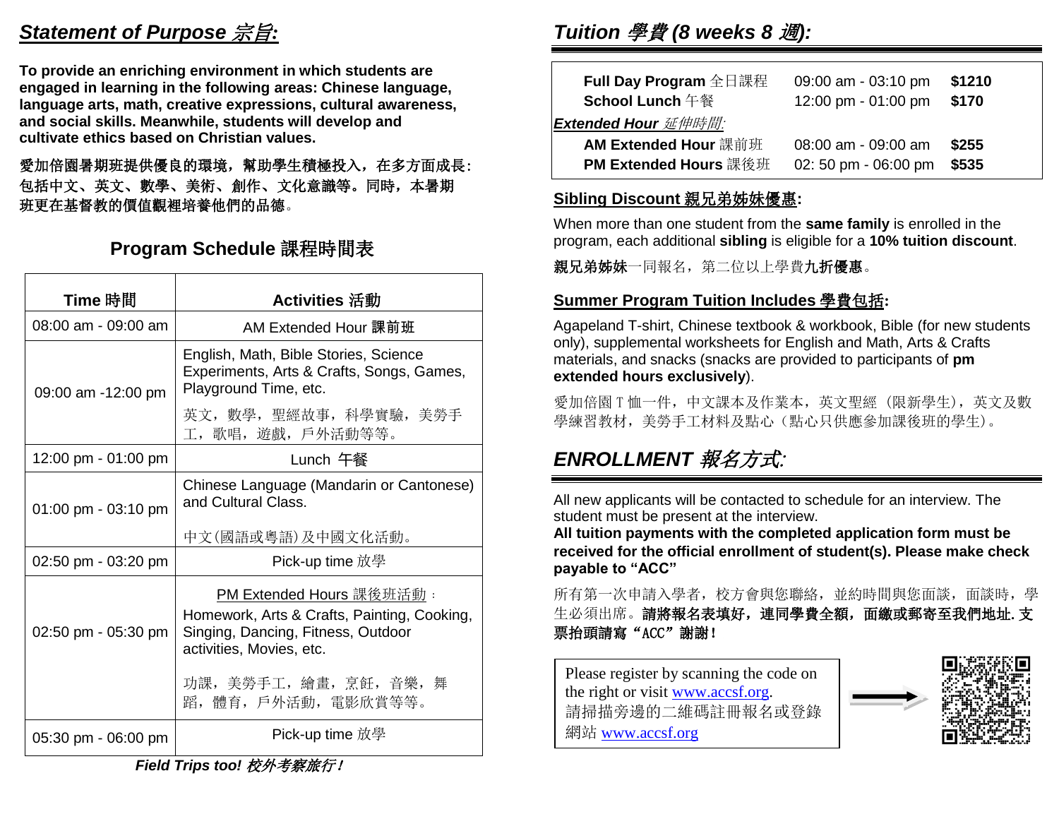## ***Statement of Purpose 宗旨:***

**To provide an enriching environment in which students are engaged in learning in the following areas: Chinese language, language arts, math, creative expressions, cultural awareness, and social skills. Meanwhile, students will develop and cultivate ethics based on Christian values.**

**愛加倍園暑期班提供優良的環境，幫助學生積極投入，在多方面成長：包括中文、英文、數學、美術、創作、文化意識等。同時，本暑期班更在基督教的價值觀裡培養他們的品德**。

## Program Schedule 課程時間表

| Time 時間 | Activities 活動 |
|---|---|
| 08:00 am - 09:00 am | AM Extended Hour 課前班 |
| 09:00 am -12:00 pm | English, Math, Bible Stories, Science Experiments, Arts & Crafts, Songs, Games, Playground Time, etc.<br>英文，數學，聖經故事，科學實驗，美勞手工，歌唱，遊戲，戶外活動等等。 |
| 12:00 pm - 01:00 pm | Lunch 午餐 |
| 01:00 pm - 03:10 pm | Chinese Language (Mandarin or Cantonese) and Cultural Class.<br>中文(國語或粵語)及中國文化活動。 |
| 02:50 pm - 03:20 pm | Pick-up time 放學 |
| 02:50 pm - 05:30 pm | PM Extended Hours 課後班活動：<br>Homework, Arts & Crafts, Painting, Cooking, Singing, Dancing, Fitness, Outdoor activities, Movies, etc.<br>功課，美勞手工，繪畫，烹飪，音樂，舞蹈，體育，戶外活動，電影欣賞等等。 |
| 05:30 pm - 06:00 pm | Pick-up time 放學 |

***Field Trips too! 校外考察旅行！***

## ***Tuition 學費 (8 weeks 8 週):***

| | | |
|---|---|---|
| **Full Day Program** 全日課程 | 09:00 am - 03:10 pm | **$1210** |
| **School Lunch** 午餐 | 12:00 pm - 01:00 pm | **$170** |
| ***Extended Hour** 延伸時間:* | | |
| **AM Extended Hour** 課前班 | 08:00 am - 09:00 am | **$255** |
| **PM Extended Hours** 課後班 | 02: 50 pm - 06:00 pm | **$535** |

### Sibling Discount 親兄弟姊妹優惠:

When more than one student from the **same family** is enrolled in the program, each additional **sibling** is eligible for a **10% tuition discount**.

**親兄弟姊妹**一同報名，第二位以上學費**九折優惠**。

### Summer Program Tuition Includes 學費包括:

Agapeland T-shirt, Chinese textbook & workbook, Bible (for new students only), supplemental worksheets for English and Math, Arts & Crafts materials, and snacks (snacks are provided to participants of **pm extended hours exclusively**).

愛加倍園 T 恤一件，中文課本及作業本，英文聖經（限新學生），英文及數學練習教材，美勞手工材料及點心（點心只供應參加課後班的學生）。

## ***ENROLLMENT 報名方式:***

All new applicants will be contacted to schedule for an interview. The student must be present at the interview.
**All tuition payments with the completed application form must be received for the official enrollment of student(s). Please make check payable to "ACC"**

所有第一次申請入學者，校方會與您聯絡，並約時間與您面談，面談時，學生必須出席。**請將報名表填好，連同學費全額，面繳或郵寄至我們地址. 支票抬頭請寫"ACC"謝謝！**

Please register by scanning the code on the right or visit www.accsf.org.
請掃描旁邊的二維碼註冊報名或登錄網站 www.accsf.org